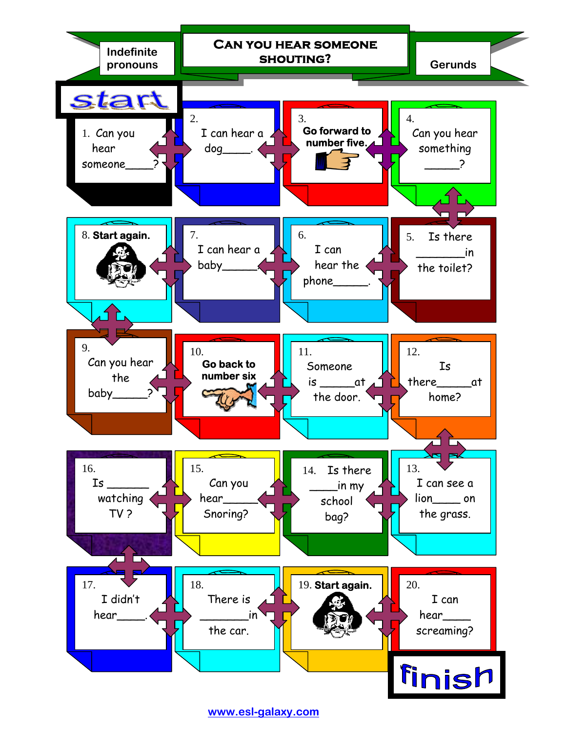Indefinite pronouns

# CAN YOU HEAR SOMEONE SHOUTING?

Gerunds

start

1. Can you hear someone_____?

2. I can hear a dog_____.

3. Go forward to number five.

4. Can you hear something ______?

5. Is there ________in the toilet?

6. I can hear the phone______.

7. I can hear a baby______.

8. Start again.

9. Can you hear the baby______?

10. Go back to number six

11. Someone is ______at the door.

12. Is there______at home?

13. I can see a lion_____ on the grass.

14. Is there _____in my school bag?

15. Can you hear______ Snoring?

16. Is _______ watching TV ?

17. I didn't hear_____.

18. There is ________in the car.

19. Start again.

20. I can hear_____ screaming?

finish

www.esl-galaxy.com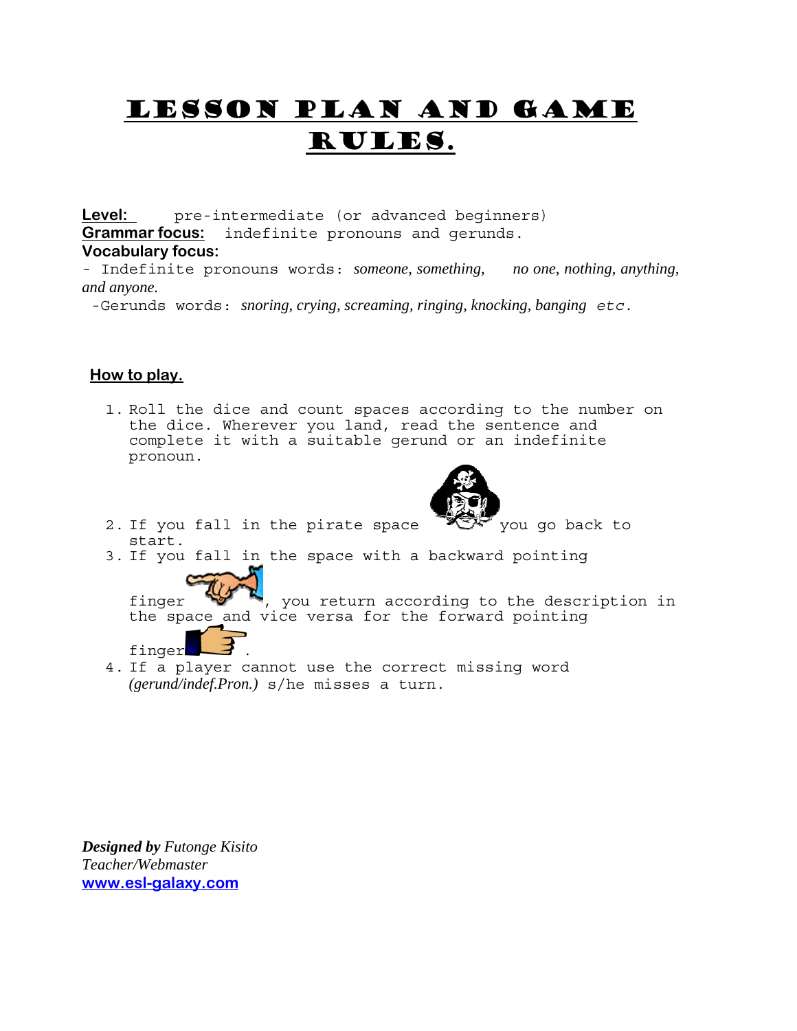# Lesson plan and game rules.

**Level:** pre-intermediate (or advanced beginners)
**Grammar focus:** indefinite pronouns and gerunds.
**Vocabulary focus:**
- Indefinite pronouns words: *someone, something, no one, nothing, anything, and anyone.*
- Gerunds words: *snoring, crying, screaming, ringing, knocking, banging* etc.

## How to play.

1. Roll the dice and count spaces according to the number on the dice. Wherever you land, read the sentence and complete it with a suitable gerund or an indefinite pronoun.
2. If you fall in the pirate space you go back to start.
3. If you fall in the space with a backward pointing finger, you return according to the description in the space and vice versa for the forward pointing finger.
4. If a player cannot use the correct missing word *(gerund/indef.Pron.)* s/he misses a turn.

***Designed by*** *Futonge Kisito*
*Teacher/Webmaster*
www.esl-galaxy.com